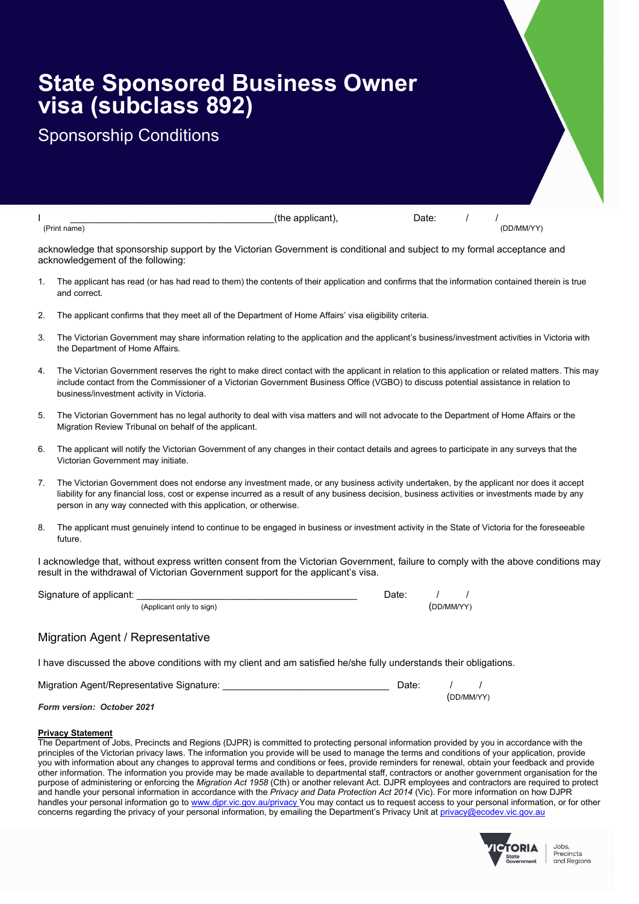# State Sponsored Business Owner visa (subclass 892)

## Sponsorship Conditions

I ______________________________________(the applicant), Date: / /
(Print name) (DD/MM/YY)

acknowledge that sponsorship support by the Victorian Government is conditional and subject to my formal acceptance and acknowledgement of the following:

1. The applicant has read (or has had read to them) the contents of their application and confirms that the information contained therein is true and correct.
2. The applicant confirms that they meet all of the Department of Home Affairs' visa eligibility criteria.
3. The Victorian Government may share information relating to the application and the applicant's business/investment activities in Victoria with the Department of Home Affairs.
4. The Victorian Government reserves the right to make direct contact with the applicant in relation to this application or related matters. This may include contact from the Commissioner of a Victorian Government Business Office (VGBO) to discuss potential assistance in relation to business/investment activity in Victoria.
5. The Victorian Government has no legal authority to deal with visa matters and will not advocate to the Department of Home Affairs or the Migration Review Tribunal on behalf of the applicant.
6. The applicant will notify the Victorian Government of any changes in their contact details and agrees to participate in any surveys that the Victorian Government may initiate.
7. The Victorian Government does not endorse any investment made, or any business activity undertaken, by the applicant nor does it accept liability for any financial loss, cost or expense incurred as a result of any business decision, business activities or investments made by any person in any way connected with this application, or otherwise.
8. The applicant must genuinely intend to continue to be engaged in business or investment activity in the State of Victoria for the foreseeable future.

I acknowledge that, without express written consent from the Victorian Government, failure to comply with the above conditions may result in the withdrawal of Victorian Government support for the applicant's visa.

Signature of applicant: ________________________________________ Date: / /
(Applicant only to sign) (DD/MM/YY)

## Migration Agent / Representative

I have discussed the above conditions with my client and am satisfied he/she fully understands their obligations.

Migration Agent/Representative Signature: ______________________________ Date: / /
(DD/MM/YY)

***Form version: October 2021***

**Privacy Statement**

The Department of Jobs, Precincts and Regions (DJPR) is committed to protecting personal information provided by you in accordance with the principles of the Victorian privacy laws. The information you provide will be used to manage the terms and conditions of your application, provide you with information about any changes to approval terms and conditions or fees, provide reminders for renewal, obtain your feedback and provide other information. The information you provide may be made available to departmental staff, contractors or another government organisation for the purpose of administering or enforcing the *Migration Act 1958* (Cth) or another relevant Act. DJPR employees and contractors are required to protect and handle your personal information in accordance with the *Privacy and Data Protection Act 2014* (Vic). For more information on how DJPR handles your personal information go to www.djpr.vic.gov.au/privacy You may contact us to request access to your personal information, or for other concerns regarding the privacy of your personal information, by emailing the Department's Privacy Unit at privacy@ecodev.vic.gov.au